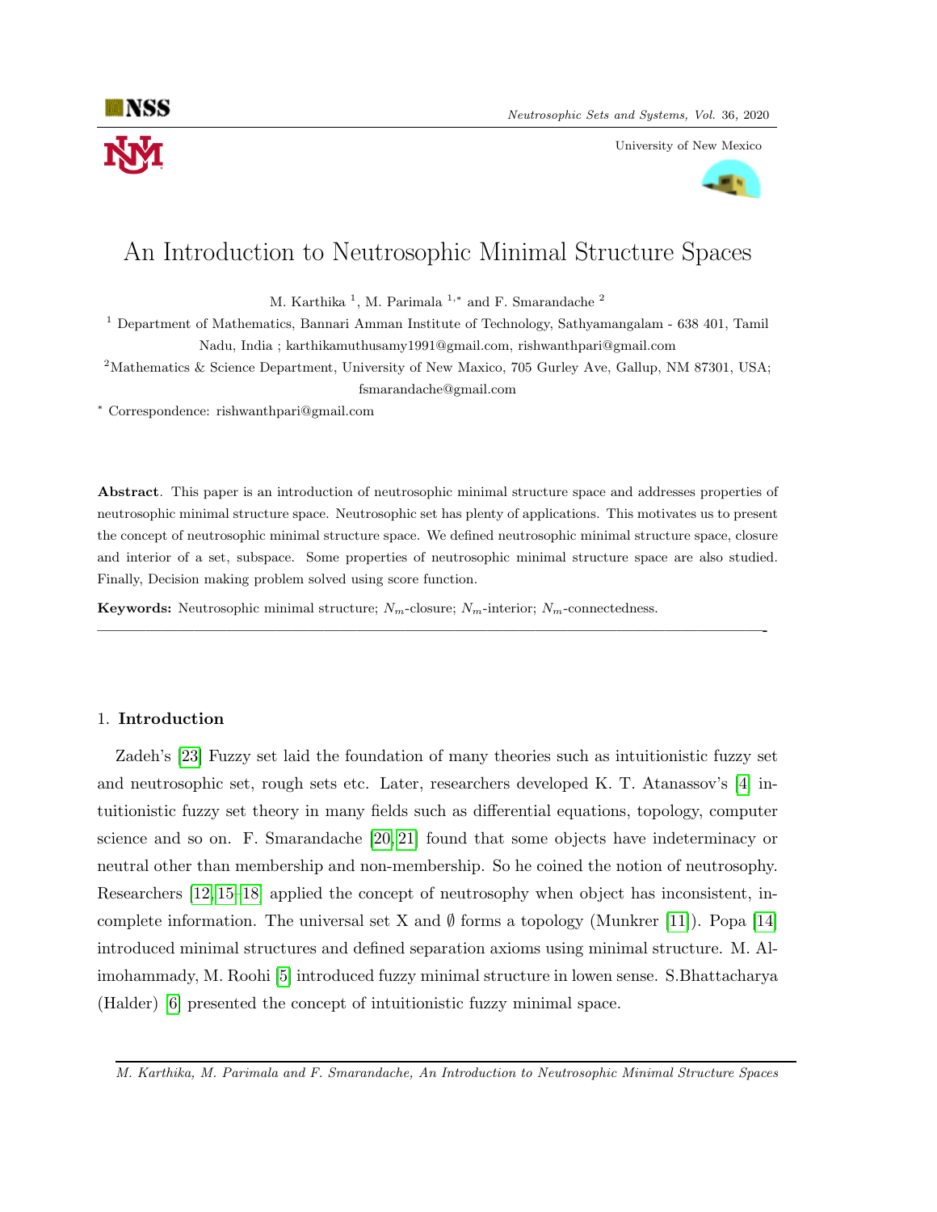# An Introduction to Neutrosophic Minimal Structure Spaces

M. Karthika [1], M. Parimala [1,*] and F. Smarandache [2]

[1] Department of Mathematics, Bannari Amman Institute of Technology, Sathyamangalam - 638 401, Tamil Nadu, India ; karthikamuthusamy1991@gmail.com, rishwanthpari@gmail.com

[2] Mathematics & Science Department, University of New Maxico, 705 Gurley Ave, Gallup, NM 87301, USA; fsmarandache@gmail.com

[*] Correspondence: rishwanthpari@gmail.com

**Abstract**. This paper is an introduction of neutrosophic minimal structure space and addresses properties of neutrosophic minimal structure space. Neutrosophic set has plenty of applications. This motivates us to present the concept of neutrosophic minimal structure space. We defined neutrosophic minimal structure space, closure and interior of a set, subspace. Some properties of neutrosophic minimal structure space are also studied. Finally, Decision making problem solved using score function.

**Keywords:** Neutrosophic minimal structure; $N_m$-closure; $N_m$-interior; $N_m$-connectedness.

---

## 1. **Introduction**

Zadeh's [23] Fuzzy set laid the foundation of many theories such as intuitionistic fuzzy set and neutrosophic set, rough sets etc. Later, researchers developed K. T. Atanassov's [4] intuitionistic fuzzy set theory in many fields such as differential equations, topology, computer science and so on. F. Smarandache [20, 21] found that some objects have indeterminacy or neutral other than membership and non-membership. So he coined the notion of neutrosophy. Researchers [12, 15–18] applied the concept of neutrosophy when object has inconsistent, incomplete information. The universal set X and $\emptyset$ forms a topology (Munkrer [11]). Popa [14] introduced minimal structures and defined separation axioms using minimal structure. M. Alimohammady, M. Roohi [5] introduced fuzzy minimal structure in lowen sense. S.Bhattacharya (Halder) [6] presented the concept of intuitionistic fuzzy minimal space.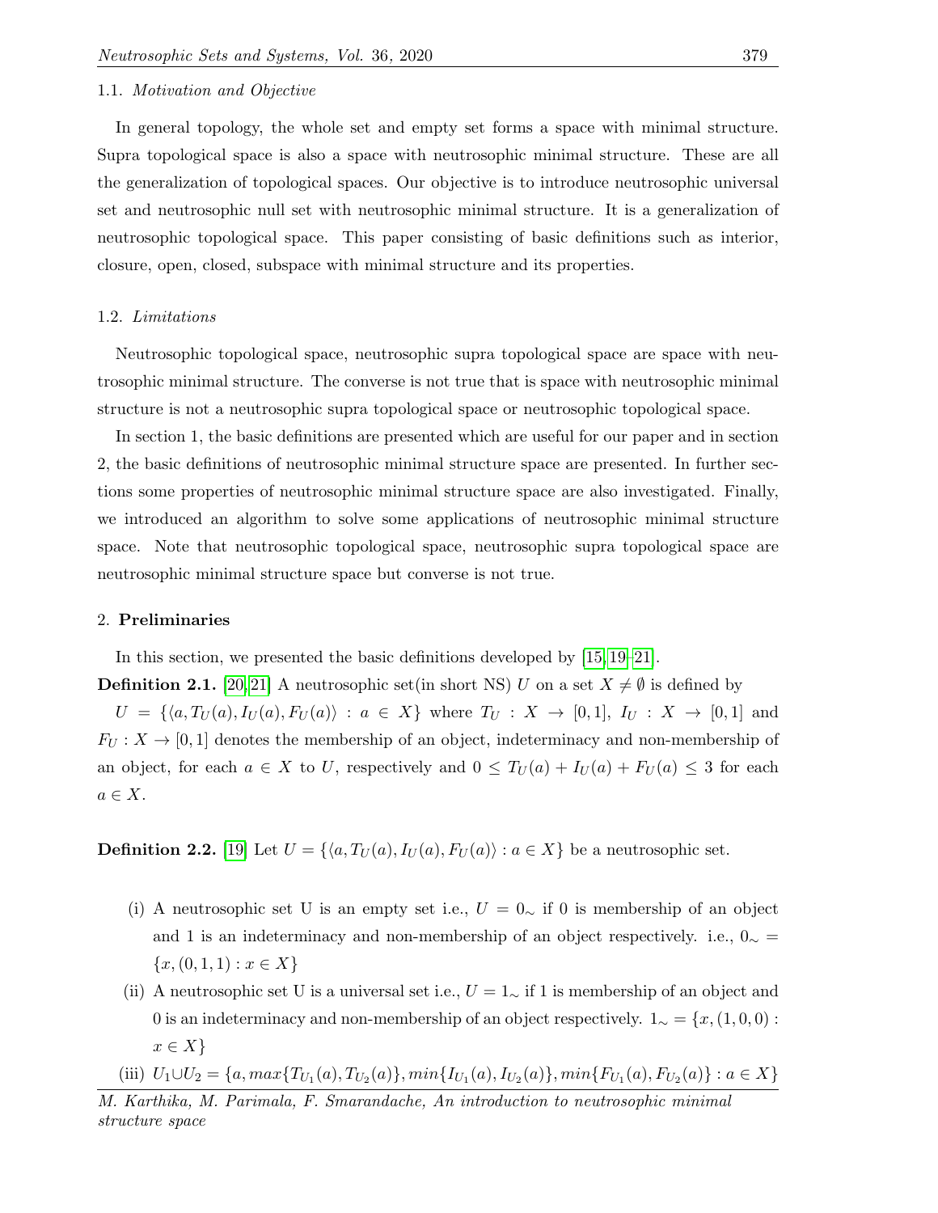### 1.1. *Motivation and Objective*

In general topology, the whole set and empty set forms a space with minimal structure. Supra topological space is also a space with neutrosophic minimal structure. These are all the generalization of topological spaces. Our objective is to introduce neutrosophic universal set and neutrosophic null set with neutrosophic minimal structure. It is a generalization of neutrosophic topological space. This paper consisting of basic definitions such as interior, closure, open, closed, subspace with minimal structure and its properties.

### 1.2. *Limitations*

Neutrosophic topological space, neutrosophic supra topological space are space with neutrosophic minimal structure. The converse is not true that is space with neutrosophic minimal structure is not a neutrosophic supra topological space or neutrosophic topological space.

In section 1, the basic definitions are presented which are useful for our paper and in section 2, the basic definitions of neutrosophic minimal structure space are presented. In further sections some properties of neutrosophic minimal structure space are also investigated. Finally, we introduced an algorithm to solve some applications of neutrosophic minimal structure space. Note that neutrosophic topological space, neutrosophic supra topological space are neutrosophic minimal structure space but converse is not true.

## 2. **Preliminaries**

In this section, we presented the basic definitions developed by [15, 19–21].

**Definition 2.1.** [20,21] A neutrosophic set(in short NS) $U$ on a set $X \neq \emptyset$ is defined by $U = \{\langle a, T_U(a), I_U(a), F_U(a)\rangle : a \in X\}$ where $T_U : X \to [0,1]$, $I_U : X \to [0,1]$ and $F_U : X \to [0,1]$ denotes the membership of an object, indeterminacy and non-membership of an object, for each $a \in X$ to $U$, respectively and $0 \leq T_U(a) + I_U(a) + F_U(a) \leq 3$ for each $a \in X$.

**Definition 2.2.** [19] Let $U = \{\langle a, T_U(a), I_U(a), F_U(a)\rangle : a \in X\}$ be a neutrosophic set.

(i) A neutrosophic set U is an empty set i.e., $U = 0_{\sim}$ if 0 is membership of an object and 1 is an indeterminacy and non-membership of an object respectively. i.e., $0_{\sim} = \{x, (0,1,1) : x \in X\}$

(ii) A neutrosophic set U is a universal set i.e., $U = 1_{\sim}$ if 1 is membership of an object and 0 is an indeterminacy and non-membership of an object respectively. $1_{\sim} = \{x, (1,0,0) : x \in X\}$

(iii) $U_1 \cup U_2 = \{a, max\{T_{U_1}(a), T_{U_2}(a)\}, min\{I_{U_1}(a), I_{U_2}(a)\}, min\{F_{U_1}(a), F_{U_2}(a)\} : a \in X\}$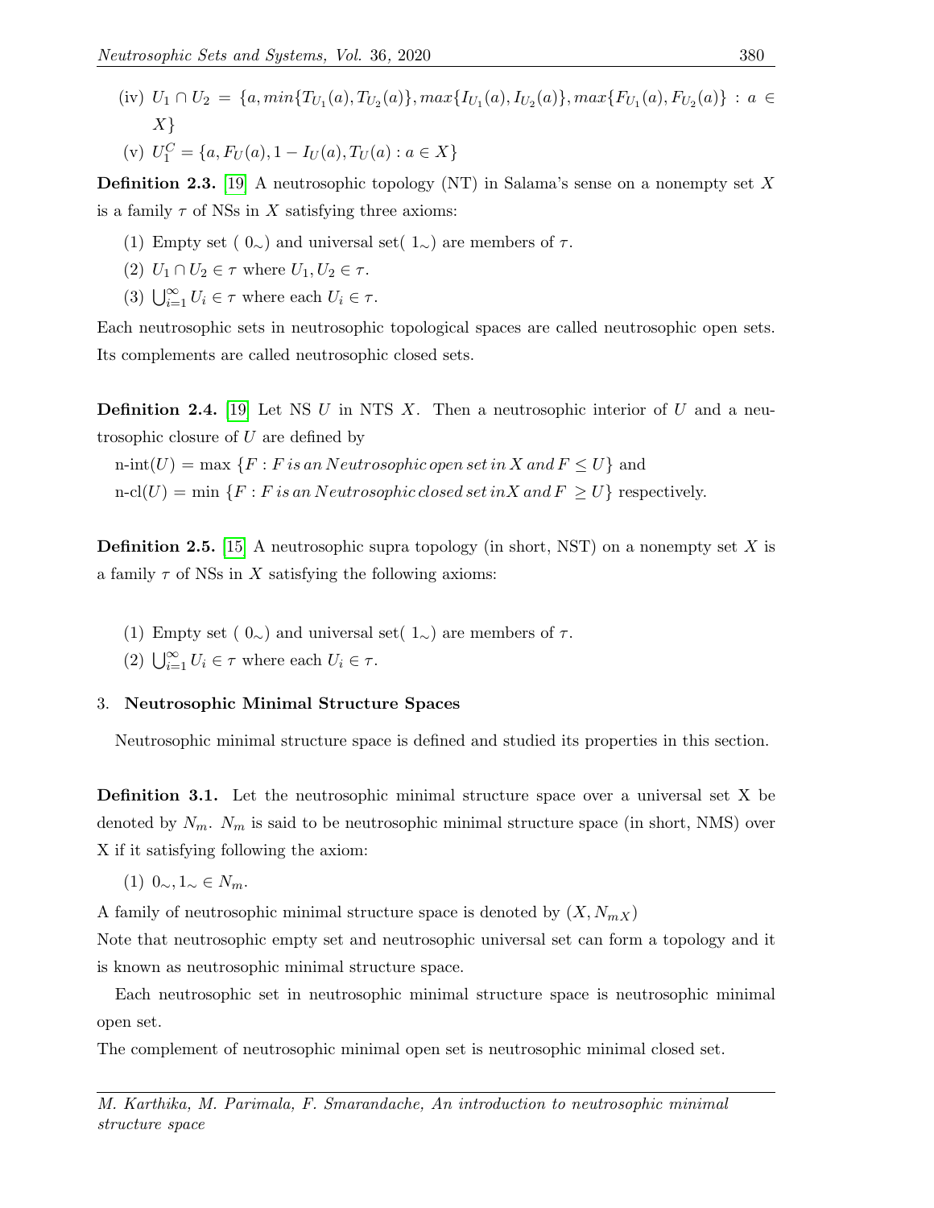(iv) $U_1 \cap U_2 = \{a, min\{T_{U_1}(a), T_{U_2}(a)\}, max\{I_{U_1}(a), I_{U_2}(a)\}, max\{F_{U_1}(a), F_{U_2}(a)\} : a \in X\}$

(v) $U_1^C = \{a, F_U(a), 1 - I_U(a), T_U(a) : a \in X\}$

**Definition 2.3.** [19] A neutrosophic topology (NT) in Salama's sense on a nonempty set $X$ is a family $\tau$ of NSs in $X$ satisfying three axioms:

(1) Empty set ( $0_\sim$) and universal set( $1_\sim$) are members of $\tau$.

(2) $U_1 \cap U_2 \in \tau$ where $U_1, U_2 \in \tau$.

(3) $\bigcup_{i=1}^{\infty} U_i \in \tau$ where each $U_i \in \tau$.

Each neutrosophic sets in neutrosophic topological spaces are called neutrosophic open sets. Its complements are called neutrosophic closed sets.

**Definition 2.4.** [19] Let NS $U$ in NTS $X$. Then a neutrosophic interior of $U$ and a neutrosophic closure of $U$ are defined by

n-int$(U) = \max \{F : F \, is \, an \, Neutrosophic \, open \, set \, in \, X \, and \, F \leq U\}$ and

n-cl$(U) = \min \{F : F \, is \, an \, Neutrosophic \, closed \, set \, inX \, and \, F \geq U\}$ respectively.

**Definition 2.5.** [15] A neutrosophic supra topology (in short, NST) on a nonempty set $X$ is a family $\tau$ of NSs in $X$ satisfying the following axioms:

(1) Empty set ( $0_\sim$) and universal set( $1_\sim$) are members of $\tau$.

(2) $\bigcup_{i=1}^{\infty} U_i \in \tau$ where each $U_i \in \tau$.

## 3. Neutrosophic Minimal Structure Spaces

Neutrosophic minimal structure space is defined and studied its properties in this section.

**Definition 3.1.** Let the neutrosophic minimal structure space over a universal set X be denoted by $N_m$. $N_m$ is said to be neutrosophic minimal structure space (in short, NMS) over X if it satisfying following the axiom:

(1) $0_\sim, 1_\sim \in N_m$.

A family of neutrosophic minimal structure space is denoted by $(X, N_{mX})$

Note that neutrosophic empty set and neutrosophic universal set can form a topology and it is known as neutrosophic minimal structure space.

Each neutrosophic set in neutrosophic minimal structure space is neutrosophic minimal open set.

The complement of neutrosophic minimal open set is neutrosophic minimal closed set.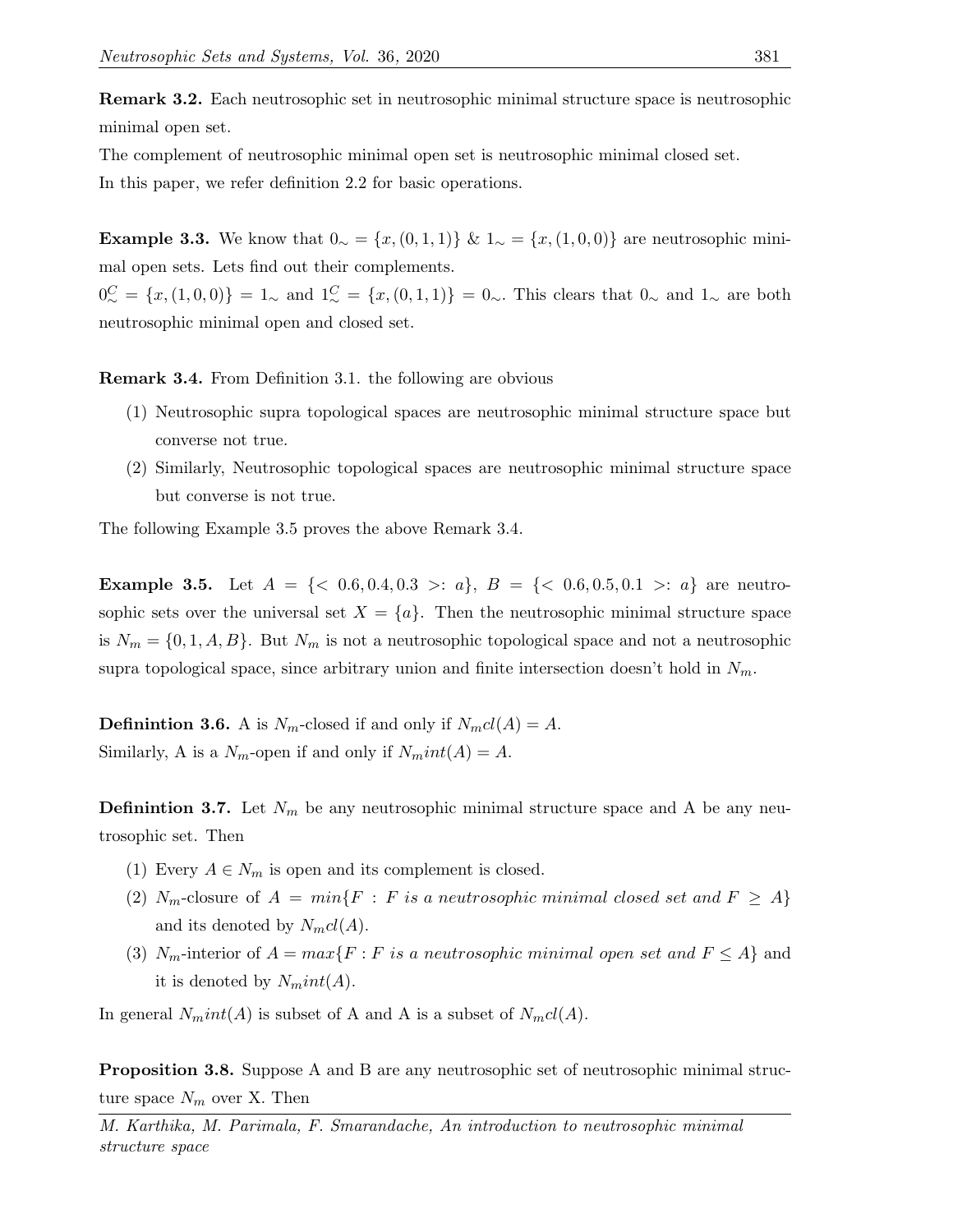**Remark 3.2.** Each neutrosophic set in neutrosophic minimal structure space is neutrosophic minimal open set.

The complement of neutrosophic minimal open set is neutrosophic minimal closed set.

In this paper, we refer definition 2.2 for basic operations.

**Example 3.3.** We know that $0_\sim = \{x, (0, 1, 1)\}$ & $1_\sim = \{x, (1, 0, 0)\}$ are neutrosophic minimal open sets. Lets find out their complements.

$0_\sim^C = \{x, (1, 0, 0)\} = 1_\sim$ and $1_\sim^C = \{x, (0, 1, 1)\} = 0_\sim$. This clears that $0_\sim$ and $1_\sim$ are both neutrosophic minimal open and closed set.

**Remark 3.4.** From Definition 3.1. the following are obvious

(1) Neutrosophic supra topological spaces are neutrosophic minimal structure space but converse not true.

(2) Similarly, Neutrosophic topological spaces are neutrosophic minimal structure space but converse is not true.

The following Example 3.5 proves the above Remark 3.4.

**Example 3.5.** Let $A = \{< 0.6, 0.4, 0.3 >: a\}$, $B = \{< 0.6, 0.5, 0.1 >: a\}$ are neutrosophic sets over the universal set $X = \{a\}$. Then the neutrosophic minimal structure space is $N_m = \{0, 1, A, B\}$. But $N_m$ is not a neutrosophic topological space and not a neutrosophic supra topological space, since arbitrary union and finite intersection doesn't hold in $N_m$.

**Definintion 3.6.** A is $N_m$-closed if and only if $N_m cl(A) = A$.

Similarly, A is a $N_m$-open if and only if $N_m int(A) = A$.

**Definintion 3.7.** Let $N_m$ be any neutrosophic minimal structure space and A be any neutrosophic set. Then

(1) Every $A \in N_m$ is open and its complement is closed.

(2) $N_m$-closure of $A = min\{F : F \text{ is a neutrosophic minimal closed set and } F \geq A\}$ and its denoted by $N_m cl(A)$.

(3) $N_m$-interior of $A = max\{F : F \text{ is a neutrosophic minimal open set and } F \leq A\}$ and it is denoted by $N_m int(A)$.

In general $N_m int(A)$ is subset of A and A is a subset of $N_m cl(A)$.

**Proposition 3.8.** Suppose A and B are any neutrosophic set of neutrosophic minimal structure space $N_m$ over X. Then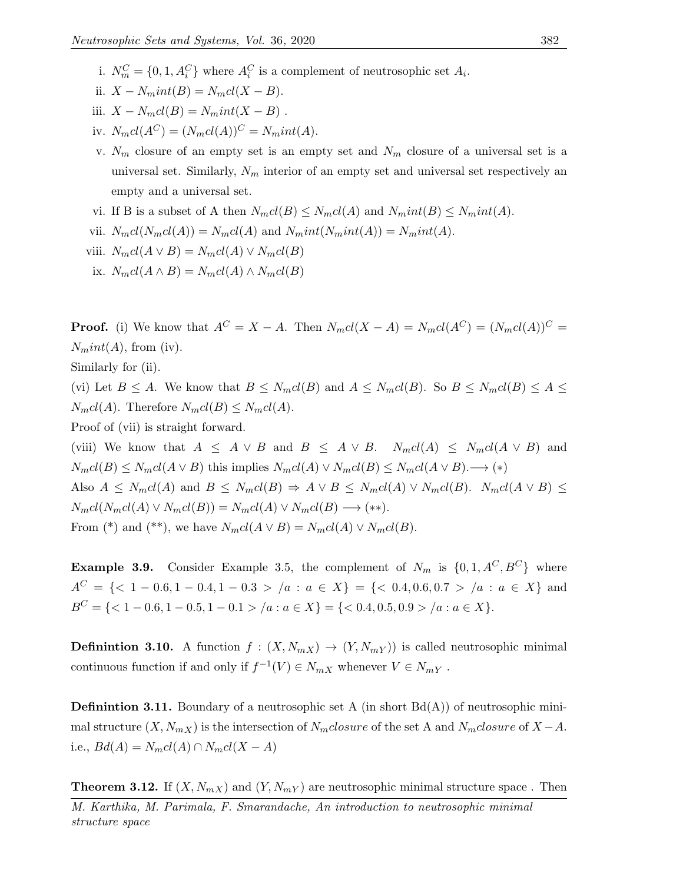i. $N_m^C = \{0, 1, A_i^C\}$ where $A_i^C$ is a complement of neutrosophic set $A_i$.

ii. $X - N_mint(B) = N_mcl(X - B)$.

iii. $X - N_mcl(B) = N_mint(X - B)$ .

iv. $N_mcl(A^C) = (N_mcl(A))^C = N_mint(A)$.

v. $N_m$ closure of an empty set is an empty set and $N_m$ closure of a universal set is a universal set. Similarly, $N_m$ interior of an empty set and universal set respectively an empty and a universal set.

vi. If B is a subset of A then $N_mcl(B) \leq N_mcl(A)$ and $N_mint(B) \leq N_mint(A)$.

vii. $N_mcl(N_mcl(A)) = N_mcl(A)$ and $N_mint(N_mint(A)) = N_mint(A)$.

viii. $N_mcl(A \vee B) = N_mcl(A) \vee N_mcl(B)$

ix. $N_mcl(A \wedge B) = N_mcl(A) \wedge N_mcl(B)$

**Proof.** (i) We know that $A^C = X - A$. Then $N_mcl(X - A) = N_mcl(A^C) = (N_mcl(A))^C = N_mint(A)$, from (iv).

Similarly for (ii).

(vi) Let $B \leq A$. We know that $B \leq N_mcl(B)$ and $A \leq N_mcl(B)$. So $B \leq N_mcl(B) \leq A \leq N_mcl(A)$. Therefore $N_mcl(B) \leq N_mcl(A)$.

Proof of (vii) is straight forward.

(viii) We know that $A \leq A \vee B$ and $B \leq A \vee B$. $N_mcl(A) \leq N_mcl(A \vee B)$ and $N_mcl(B) \leq N_mcl(A \vee B)$ this implies $N_mcl(A) \vee N_mcl(B) \leq N_mcl(A \vee B). \longrightarrow (*)$

Also $A \leq N_mcl(A)$ and $B \leq N_mcl(B) \Rightarrow A \vee B \leq N_mcl(A) \vee N_mcl(B)$. $N_mcl(A \vee B) \leq N_mcl(N_mcl(A) \vee N_mcl(B)) = N_mcl(A) \vee N_mcl(B) \longrightarrow (**)$.

From (*) and (**), we have $N_mcl(A \vee B) = N_mcl(A) \vee N_mcl(B)$.

**Example 3.9.** Consider Example 3.5, the complement of $N_m$ is $\{0, 1, A^C, B^C\}$ where $A^C = \{< 1 - 0.6, 1 - 0.4, 1 - 0.3 > /a : a \in X\} = \{< 0.4, 0.6, 0.7 > /a : a \in X\}$ and $B^C = \{< 1 - 0.6, 1 - 0.5, 1 - 0.1 > /a : a \in X\} = \{< 0.4, 0.5, 0.9 > /a : a \in X\}$.

**Definintion 3.10.** A function $f : (X, N_{mX}) \rightarrow (Y, N_{mY}))$ is called neutrosophic minimal continuous function if and only if $f^{-1}(V) \in N_{mX}$ whenever $V \in N_{mY}$ .

**Definintion 3.11.** Boundary of a neutrosophic set A (in short Bd(A)) of neutrosophic minimal structure $(X, N_{mX})$ is the intersection of $N_m closure$ of the set A and $N_m closure$ of $X - A$. i.e., $Bd(A) = N_mcl(A) \cap N_mcl(X - A)$

**Theorem 3.12.** If $(X, N_{mX})$ and $(Y, N_{mY})$ are neutrosophic minimal structure space . Then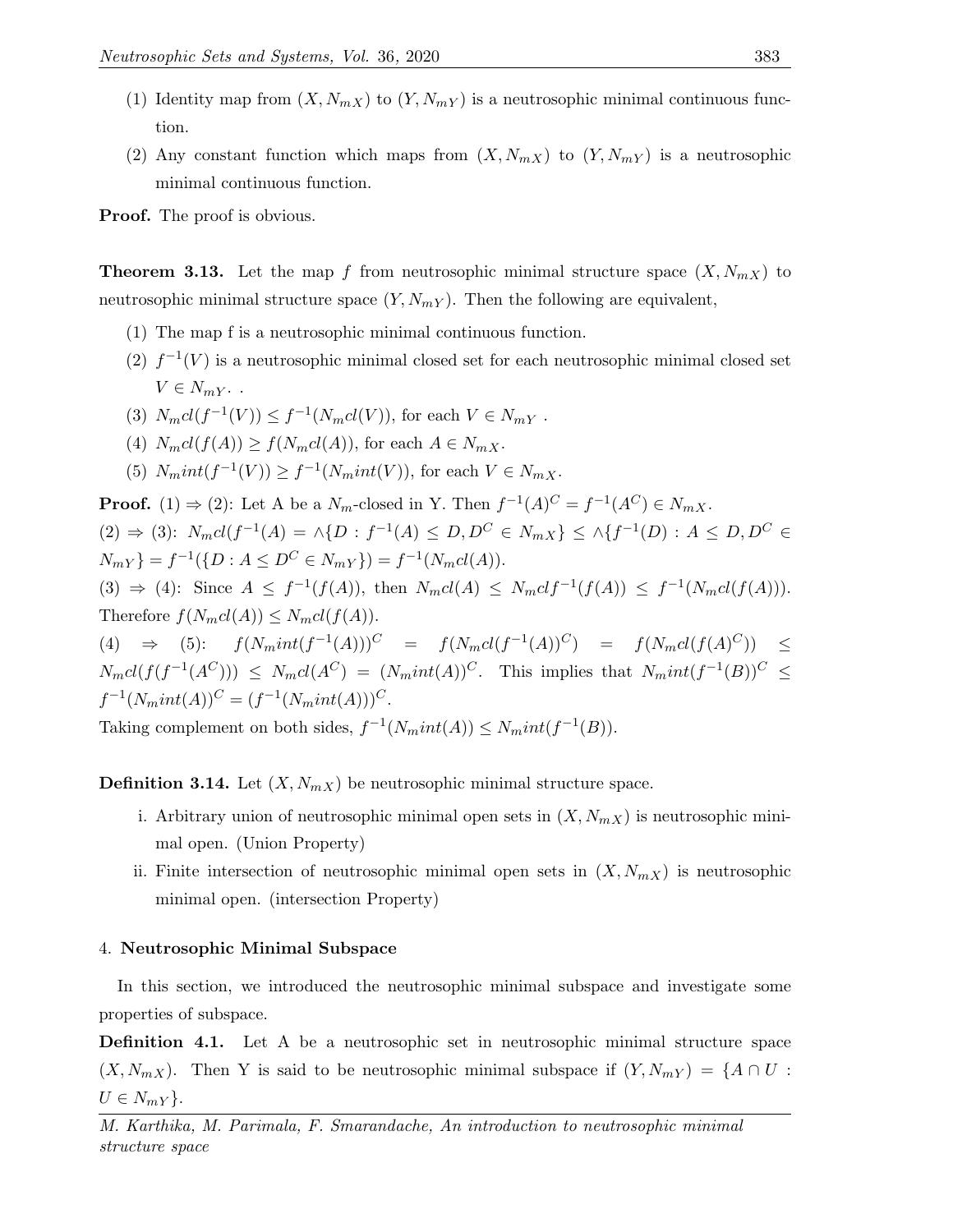(1) Identity map from $(X, N_{mX})$ to $(Y, N_{mY})$ is a neutrosophic minimal continuous function.

(2) Any constant function which maps from $(X, N_{mX})$ to $(Y, N_{mY})$ is a neutrosophic minimal continuous function.

**Proof.** The proof is obvious.

**Theorem 3.13.** Let the map $f$ from neutrosophic minimal structure space $(X, N_{mX})$ to neutrosophic minimal structure space $(Y, N_{mY})$. Then the following are equivalent,

(1) The map f is a neutrosophic minimal continuous function.

(2) $f^{-1}(V)$ is a neutrosophic minimal closed set for each neutrosophic minimal closed set $V \in N_{mY}$. .

(3) $N_mcl(f^{-1}(V)) \leq f^{-1}(N_mcl(V))$, for each $V \in N_{mY}$ .

(4) $N_mcl(f(A)) \geq f(N_mcl(A))$, for each $A \in N_{mX}$.

(5) $N_mint(f^{-1}(V)) \geq f^{-1}(N_mint(V))$, for each $V \in N_{mX}$.

**Proof.** (1) $\Rightarrow$ (2): Let A be a $N_m$-closed in Y. Then $f^{-1}(A)^C = f^{-1}(A^C) \in N_{mX}$.

(2) $\Rightarrow$ (3): $N_mcl(f^{-1}(A) = \wedge\{D : f^{-1}(A) \leq D, D^C \in N_{mX}\} \leq \wedge\{f^{-1}(D) : A \leq D, D^C \in N_{mY}\} = f^{-1}(\{D : A \leq D^C \in N_{mY}\}) = f^{-1}(N_mcl(A))$.

(3) $\Rightarrow$ (4): Since $A \leq f^{-1}(f(A))$, then $N_mcl(A) \leq N_mclf^{-1}(f(A)) \leq f^{-1}(N_mcl(f(A)))$. Therefore $f(N_mcl(A)) \leq N_mcl(f(A))$.

(4) $\Rightarrow$ (5): $f(N_mint(f^{-1}(A)))^C = f(N_mcl(f^{-1}(A))^C) = f(N_mcl(f(A^C)) \leq N_mcl(f(f^{-1}(A^C))) \leq N_mcl(A^C) = (N_mint(A))^C$. This implies that $N_mint(f^{-1}(B))^C \leq f^{-1}(N_mint(A))^C = (f^{-1}(N_mint(A)))^C$.

Taking complement on both sides, $f^{-1}(N_mint(A)) \leq N_mint(f^{-1}(B))$.

**Definition 3.14.** Let $(X, N_{mX})$ be neutrosophic minimal structure space.

i. Arbitrary union of neutrosophic minimal open sets in $(X, N_{mX})$ is neutrosophic minimal open. (Union Property)

ii. Finite intersection of neutrosophic minimal open sets in $(X, N_{mX})$ is neutrosophic minimal open. (intersection Property)

## 4. Neutrosophic Minimal Subspace

In this section, we introduced the neutrosophic minimal subspace and investigate some properties of subspace.

**Definition 4.1.** Let A be a neutrosophic set in neutrosophic minimal structure space $(X, N_{mX})$. Then Y is said to be neutrosophic minimal subspace if $(Y, N_{mY}) = \{A \cap U : U \in N_{mY}\}$.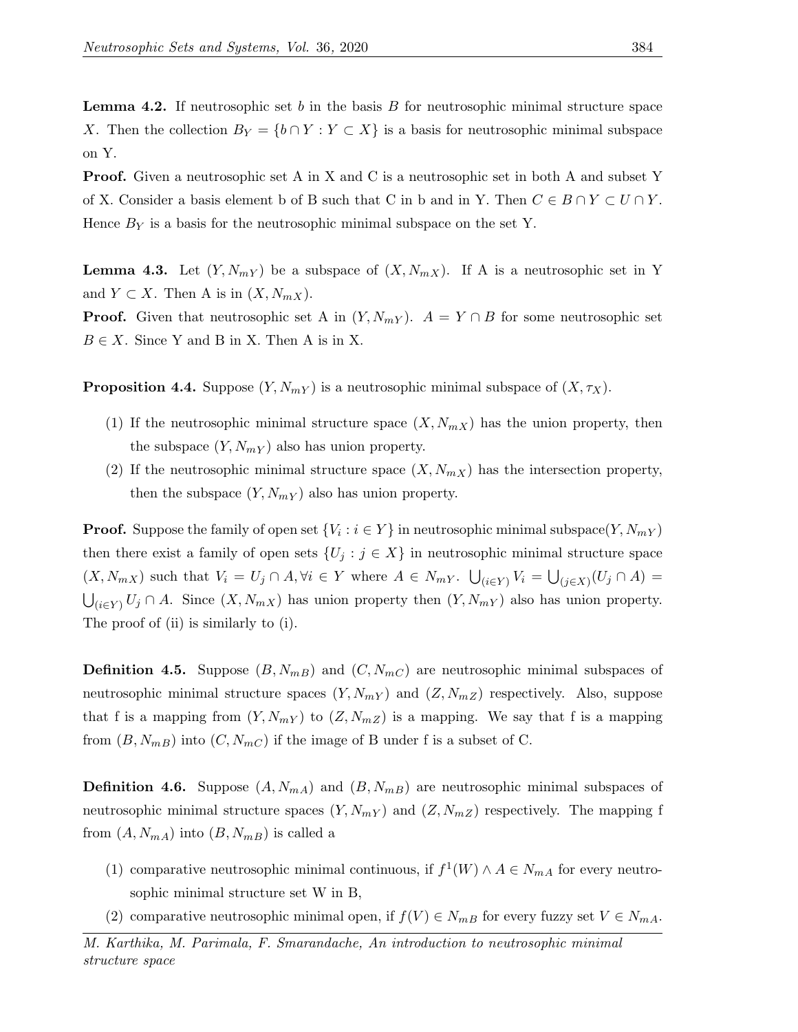**Lemma 4.2.** If neutrosophic set b in the basis B for neutrosophic minimal structure space X. Then the collection $B_Y = \{b \cap Y : Y \subset X\}$ is a basis for neutrosophic minimal subspace on Y.

**Proof.** Given a neutrosophic set A in X and C is a neutrosophic set in both A and subset Y of X. Consider a basis element b of B such that C in b and in Y. Then $C \in B \cap Y \subset U \cap Y$. Hence $B_Y$ is a basis for the neutrosophic minimal subspace on the set Y.

**Lemma 4.3.** Let $(Y, N_{mY})$ be a subspace of $(X, N_{mX})$. If A is a neutrosophic set in Y and $Y \subset X$. Then A is in $(X, N_{mX})$.

**Proof.** Given that neutrosophic set A in $(Y, N_{mY})$. $A = Y \cap B$ for some neutrosophic set $B \in X$. Since Y and B in X. Then A is in X.

**Proposition 4.4.** Suppose $(Y, N_{mY})$ is a neutrosophic minimal subspace of $(X, \tau_X)$.

(1) If the neutrosophic minimal structure space $(X, N_{mX})$ has the union property, then the subspace $(Y, N_{mY})$ also has union property.

(2) If the neutrosophic minimal structure space $(X, N_{mX})$ has the intersection property, then the subspace $(Y, N_{mY})$ also has union property.

**Proof.** Suppose the family of open set $\{V_i : i \in Y\}$ in neutrosophic minimal subspace$(Y, N_{mY})$ then there exist a family of open sets $\{U_j : j \in X\}$ in neutrosophic minimal structure space $(X, N_{mX})$ such that $V_i = U_j \cap A, \forall i \in Y$ where $A \in N_{mY}$. $\bigcup_{(i \in Y)} V_i = \bigcup_{(j \in X)}(U_j \cap A) = \bigcup_{(i \in Y)} U_j \cap A$. Since $(X, N_{mX})$ has union property then $(Y, N_{mY})$ also has union property. The proof of (ii) is similarly to (i).

**Definition 4.5.** Suppose $(B, N_{mB})$ and $(C, N_{mC})$ are neutrosophic minimal subspaces of neutrosophic minimal structure spaces $(Y, N_{mY})$ and $(Z, N_{mZ})$ respectively. Also, suppose that f is a mapping from $(Y, N_{mY})$ to $(Z, N_{mZ})$ is a mapping. We say that f is a mapping from $(B, N_{mB})$ into $(C, N_{mC})$ if the image of B under f is a subset of C.

**Definition 4.6.** Suppose $(A, N_{mA})$ and $(B, N_{mB})$ are neutrosophic minimal subspaces of neutrosophic minimal structure spaces $(Y, N_{mY})$ and $(Z, N_{mZ})$ respectively. The mapping f from $(A, N_{mA})$ into $(B, N_{mB})$ is called a

(1) comparative neutrosophic minimal continuous, if $f^1(W) \wedge A \in N_{mA}$ for every neutrosophic minimal structure set W in B,

(2) comparative neutrosophic minimal open, if $f(V) \in N_{mB}$ for every fuzzy set $V \in N_{mA}$.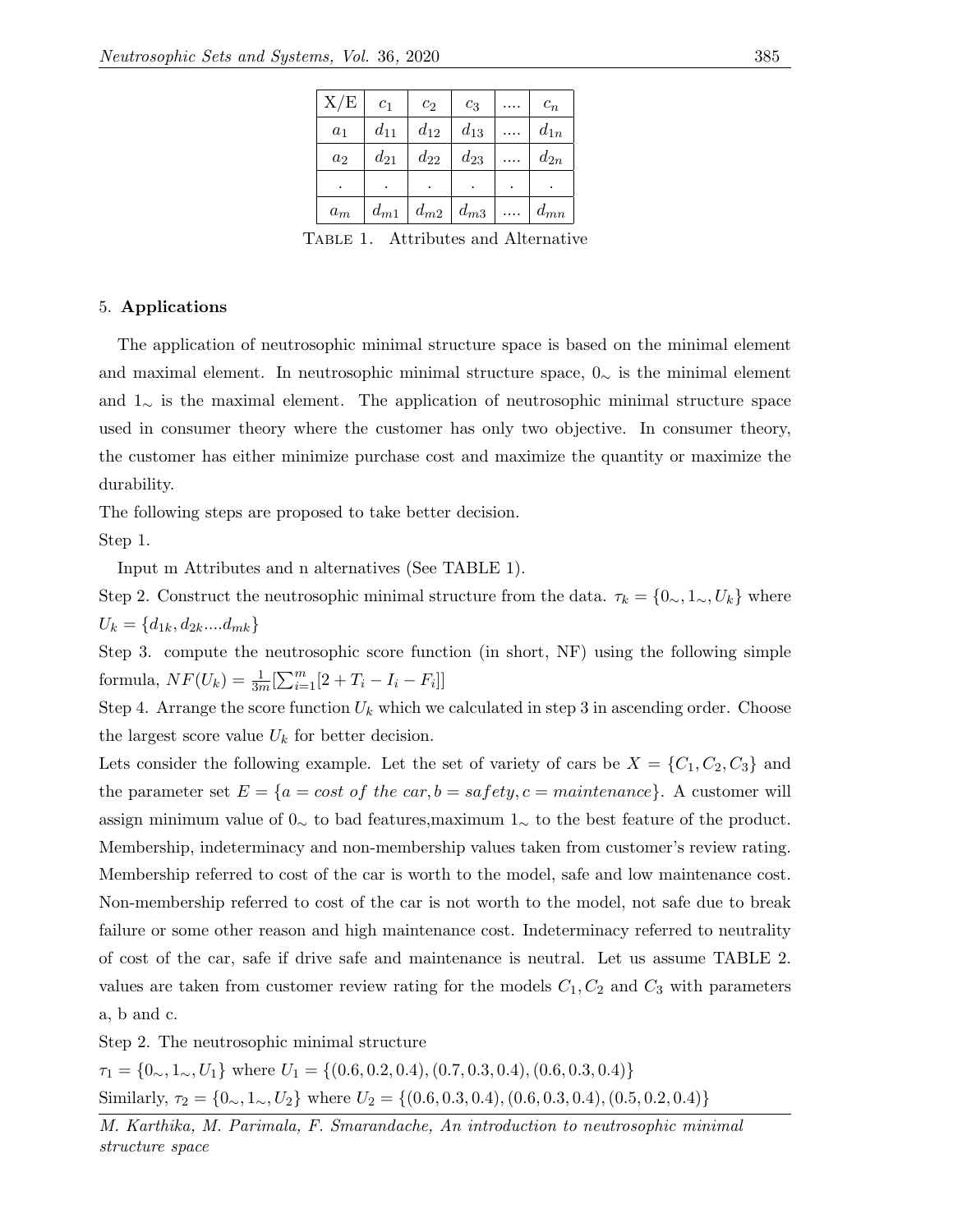| X/E | $c_1$ | $c_2$ | $c_3$ | .... | $c_n$ |
|---|---|---|---|---|---|
| $a_1$ | $d_{11}$ | $d_{12}$ | $d_{13}$ | .... | $d_{1n}$ |
| $a_2$ | $d_{21}$ | $d_{22}$ | $d_{23}$ | .... | $d_{2n}$ |
| . | . | . | . | . | . |
| $a_m$ | $d_{m1}$ | $d_{m2}$ | $d_{m3}$ | .... | $d_{mn}$ |

TABLE 1. Attributes and Alternative

## 5. **Applications**

The application of neutrosophic minimal structure space is based on the minimal element and maximal element. In neutrosophic minimal structure space, $0_\sim$ is the minimal element and $1_\sim$ is the maximal element. The application of neutrosophic minimal structure space used in consumer theory where the customer has only two objective. In consumer theory, the customer has either minimize purchase cost and maximize the quantity or maximize the durability.

The following steps are proposed to take better decision.

Step 1.

Input m Attributes and n alternatives (See TABLE 1).

Step 2. Construct the neutrosophic minimal structure from the data. $\tau_k = \{0_\sim, 1_\sim, U_k\}$ where $U_k = \{d_{1k}, d_{2k} .... d_{mk}\}$

Step 3. compute the neutrosophic score function (in short, NF) using the following simple formula, $NF(U_k) = \frac{1}{3m}[\sum_{i=1}^{m}[2 + T_i - I_i - F_i]]$

Step 4. Arrange the score function $U_k$ which we calculated in step 3 in ascending order. Choose the largest score value $U_k$ for better decision.

Lets consider the following example. Let the set of variety of cars be $X = \{C_1, C_2, C_3\}$ and the parameter set $E = \{a = cost\ of\ the\ car, b = safety, c = maintenance\}$. A customer will assign minimum value of $0_\sim$ to bad features,maximum $1_\sim$ to the best feature of the product. Membership, indeterminacy and non-membership values taken from customer's review rating. Membership referred to cost of the car is worth to the model, safe and low maintenance cost. Non-membership referred to cost of the car is not worth to the model, not safe due to break failure or some other reason and high maintenance cost. Indeterminacy referred to neutrality of cost of the car, safe if drive safe and maintenance is neutral. Let us assume TABLE 2. values are taken from customer review rating for the models $C_1, C_2$ and $C_3$ with parameters a, b and c.

Step 2. The neutrosophic minimal structure

$\tau_1 = \{0_\sim, 1_\sim, U_1\}$ where $U_1 = \{(0.6, 0.2, 0.4), (0.7, 0.3, 0.4), (0.6, 0.3, 0.4)\}$

Similarly, $\tau_2 = \{0_\sim, 1_\sim, U_2\}$ where $U_2 = \{(0.6, 0.3, 0.4), (0.6, 0.3, 0.4), (0.5, 0.2, 0.4)\}$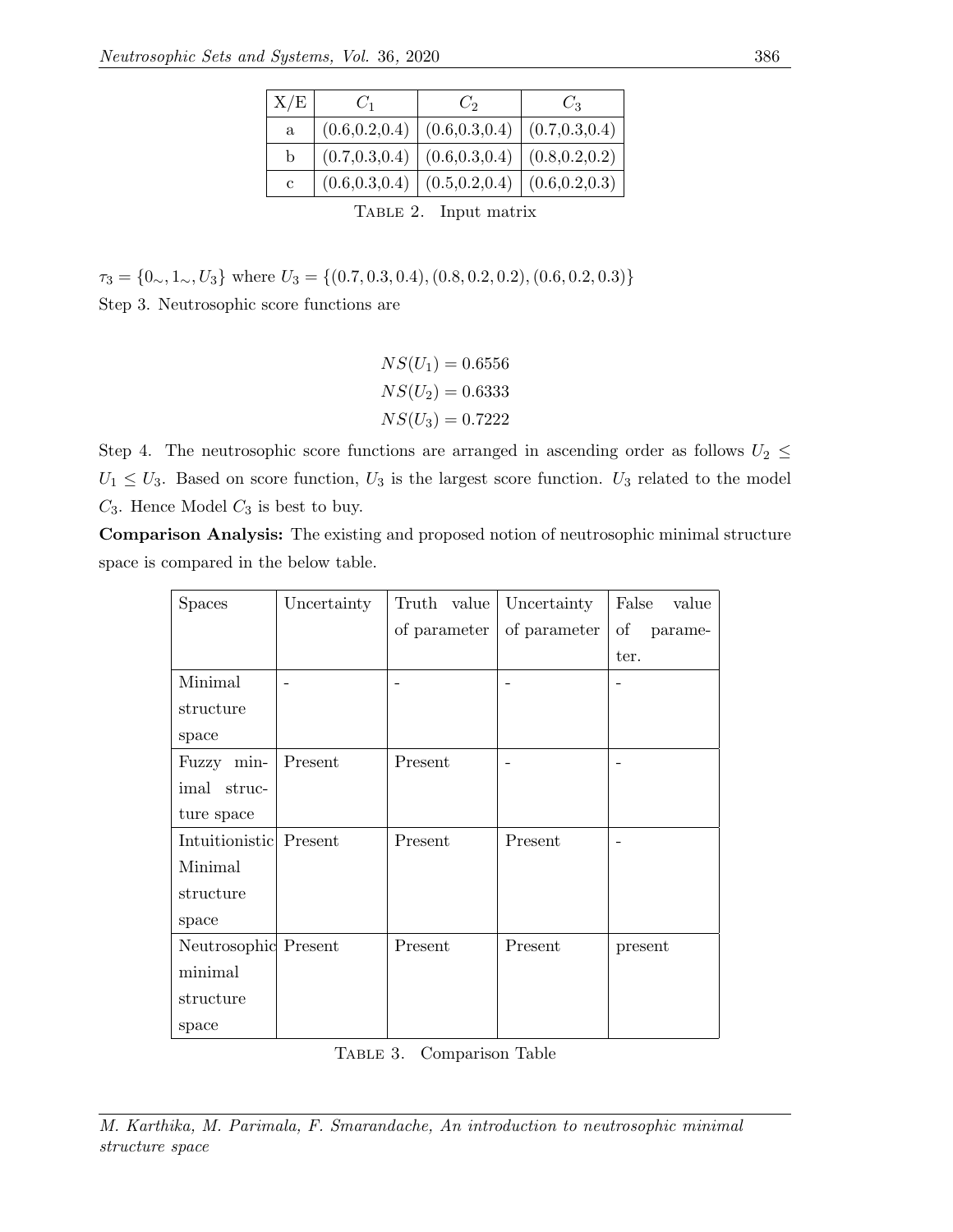| X/E | $C_1$ | $C_2$ | $C_3$ |
|---|---|---|---|
| a | (0.6,0.2,0.4) | (0.6,0.3,0.4) | (0.7,0.3,0.4) |
| b | (0.7,0.3,0.4) | (0.6,0.3,0.4) | (0.8,0.2,0.2) |
| c | (0.6,0.3,0.4) | (0.5,0.2,0.4) | (0.6,0.2,0.3) |

TABLE 2. Input matrix

$\tau_3 = \{0_\sim, 1_\sim, U_3\}$ where $U_3 = \{(0.7, 0.3, 0.4), (0.8, 0.2, 0.2), (0.6, 0.2, 0.3)\}$

Step 3. Neutrosophic score functions are

$$NS(U_1) = 0.6556$$
$$NS(U_2) = 0.6333$$
$$NS(U_3) = 0.7222$$

Step 4. The neutrosophic score functions are arranged in ascending order as follows $U_2 \leq U_1 \leq U_3$. Based on score function, $U_3$ is the largest score function. $U_3$ related to the model $C_3$. Hence Model $C_3$ is best to buy.

**Comparison Analysis:** The existing and proposed notion of neutrosophic minimal structure space is compared in the below table.

| Spaces | Uncertainty | Truth value of parameter | Uncertainty of parameter | False value of parameter. |
|---|---|---|---|---|
| Minimal structure space | - | - | - | - |
| Fuzzy minimal structure space | Present | Present | - | - |
| Intuitionistic Minimal structure space | Present | Present | Present | - |
| Neutrosophic minimal structure space | Present | Present | Present | present |

TABLE 3. Comparison Table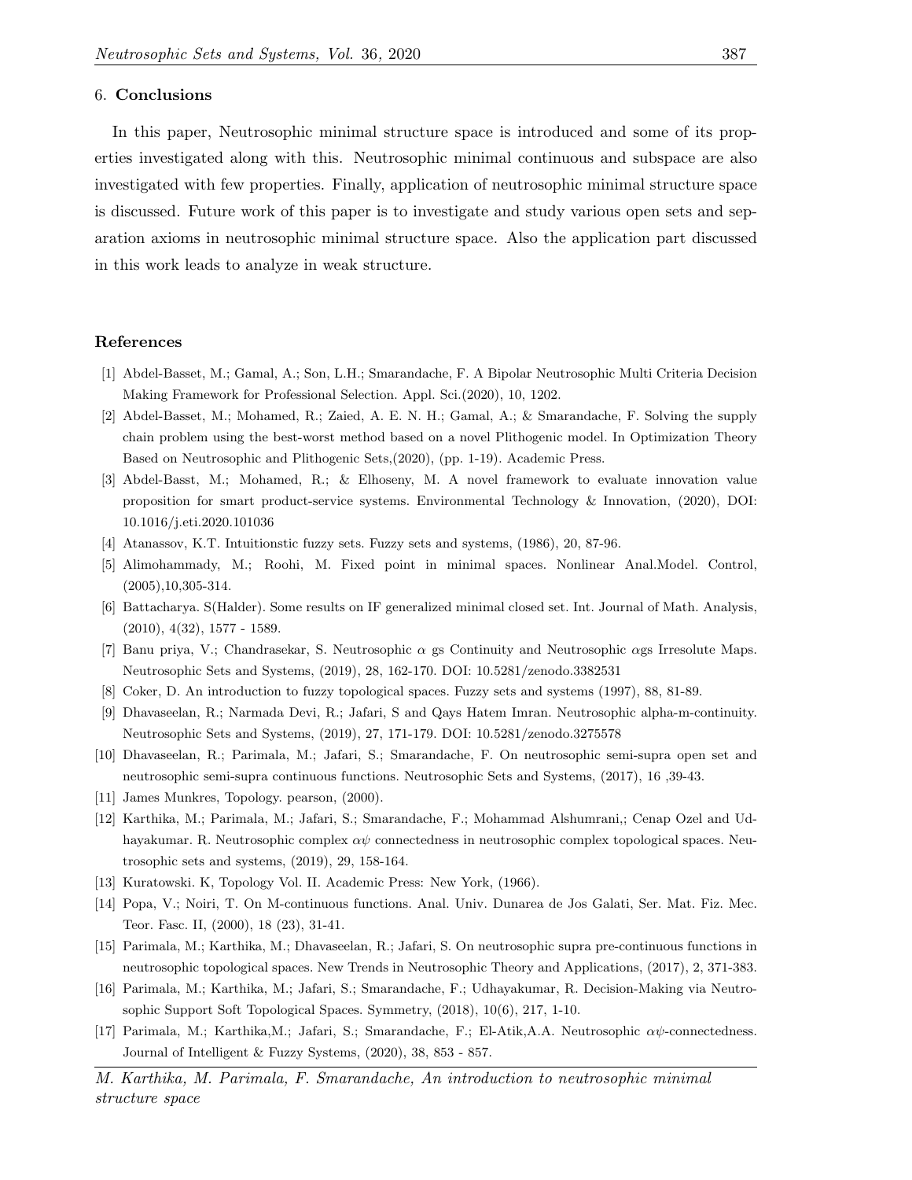## 6. **Conclusions**

In this paper, Neutrosophic minimal structure space is introduced and some of its properties investigated along with this. Neutrosophic minimal continuous and subspace are also investigated with few properties. Finally, application of neutrosophic minimal structure space is discussed. Future work of this paper is to investigate and study various open sets and separation axioms in neutrosophic minimal structure space. Also the application part discussed in this work leads to analyze in weak structure.

## References

[1] Abdel-Basset, M.; Gamal, A.; Son, L.H.; Smarandache, F. A Bipolar Neutrosophic Multi Criteria Decision Making Framework for Professional Selection. Appl. Sci.(2020), 10, 1202.

[2] Abdel-Basset, M.; Mohamed, R.; Zaied, A. E. N. H.; Gamal, A.; & Smarandache, F. Solving the supply chain problem using the best-worst method based on a novel Plithogenic model. In Optimization Theory Based on Neutrosophic and Plithogenic Sets,(2020), (pp. 1-19). Academic Press.

[3] Abdel-Basst, M.; Mohamed, R.; & Elhoseny, M. A novel framework to evaluate innovation value proposition for smart product-service systems. Environmental Technology & Innovation, (2020), DOI: 10.1016/j.eti.2020.101036

[4] Atanassov, K.T. Intuitionstic fuzzy sets. Fuzzy sets and systems, (1986), 20, 87-96.

[5] Alimohammady, M.; Roohi, M. Fixed point in minimal spaces. Nonlinear Anal.Model. Control, (2005),10,305-314.

[6] Battacharya. S(Halder). Some results on IF generalized minimal closed set. Int. Journal of Math. Analysis, (2010), 4(32), 1577 - 1589.

[7] Banu priya, V.; Chandrasekar, S. Neutrosophic $\alpha$ gs Continuity and Neutrosophic $\alpha$gs Irresolute Maps. Neutrosophic Sets and Systems, (2019), 28, 162-170. DOI: 10.5281/zenodo.3382531

[8] Coker, D. An introduction to fuzzy topological spaces. Fuzzy sets and systems (1997), 88, 81-89.

[9] Dhavaseelan, R.; Narmada Devi, R.; Jafari, S and Qays Hatem Imran. Neutrosophic alpha-m-continuity. Neutrosophic Sets and Systems, (2019), 27, 171-179. DOI: 10.5281/zenodo.3275578

[10] Dhavaseelan, R.; Parimala, M.; Jafari, S.; Smarandache, F. On neutrosophic semi-supra open set and neutrosophic semi-supra continuous functions. Neutrosophic Sets and Systems, (2017), 16 ,39-43.

[11] James Munkres, Topology. pearson, (2000).

[12] Karthika, M.; Parimala, M.; Jafari, S.; Smarandache, F.; Mohammad Alshumrani,; Cenap Ozel and Udhayakumar. R. Neutrosophic complex $\alpha\psi$ connectedness in neutrosophic complex topological spaces. Neutrosophic sets and systems, (2019), 29, 158-164.

[13] Kuratowski. K, Topology Vol. II. Academic Press: New York, (1966).

[14] Popa, V.; Noiri, T. On M-continuous functions. Anal. Univ. Dunarea de Jos Galati, Ser. Mat. Fiz. Mec. Teor. Fasc. II, (2000), 18 (23), 31-41.

[15] Parimala, M.; Karthika, M.; Dhavaseelan, R.; Jafari, S. On neutrosophic supra pre-continuous functions in neutrosophic topological spaces. New Trends in Neutrosophic Theory and Applications, (2017), 2, 371-383.

[16] Parimala, M.; Karthika, M.; Jafari, S.; Smarandache, F.; Udhayakumar, R. Decision-Making via Neutrosophic Support Soft Topological Spaces. Symmetry, (2018), 10(6), 217, 1-10.

[17] Parimala, M.; Karthika,M.; Jafari, S.; Smarandache, F.; El-Atik,A.A. Neutrosophic $\alpha\psi$-connectedness. Journal of Intelligent & Fuzzy Systems, (2020), 38, 853 - 857.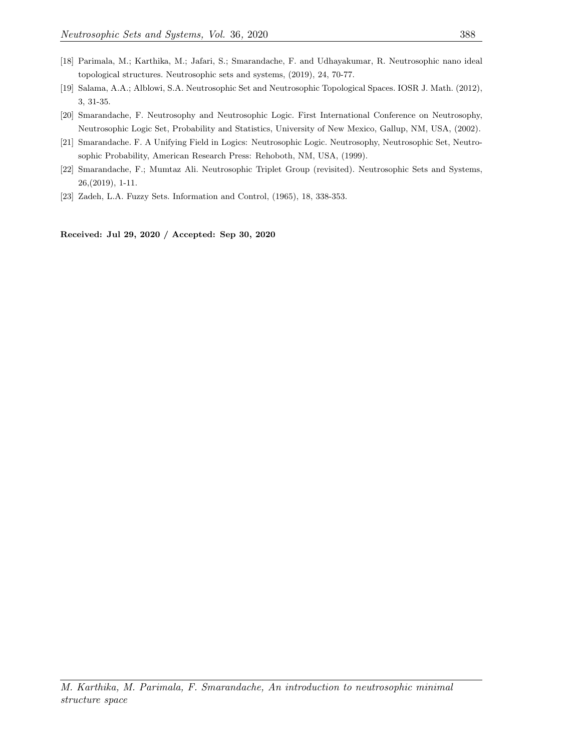[18] Parimala, M.; Karthika, M.; Jafari, S.; Smarandache, F. and Udhayakumar, R. Neutrosophic nano ideal topological structures. Neutrosophic sets and systems, (2019), 24, 70-77.

[19] Salama, A.A.; Alblowi, S.A. Neutrosophic Set and Neutrosophic Topological Spaces. IOSR J. Math. (2012), 3, 31-35.

[20] Smarandache, F. Neutrosophy and Neutrosophic Logic. First International Conference on Neutrosophy, Neutrosophic Logic Set, Probability and Statistics, University of New Mexico, Gallup, NM, USA, (2002).

[21] Smarandache. F. A Unifying Field in Logics: Neutrosophic Logic. Neutrosophy, Neutrosophic Set, Neutrosophic Probability, American Research Press: Rehoboth, NM, USA, (1999).

[22] Smarandache, F.; Mumtaz Ali. Neutrosophic Triplet Group (revisited). Neutrosophic Sets and Systems, 26,(2019), 1-11.

[23] Zadeh, L.A. Fuzzy Sets. Information and Control, (1965), 18, 338-353.

**Received: Jul 29, 2020 / Accepted: Sep 30, 2020**